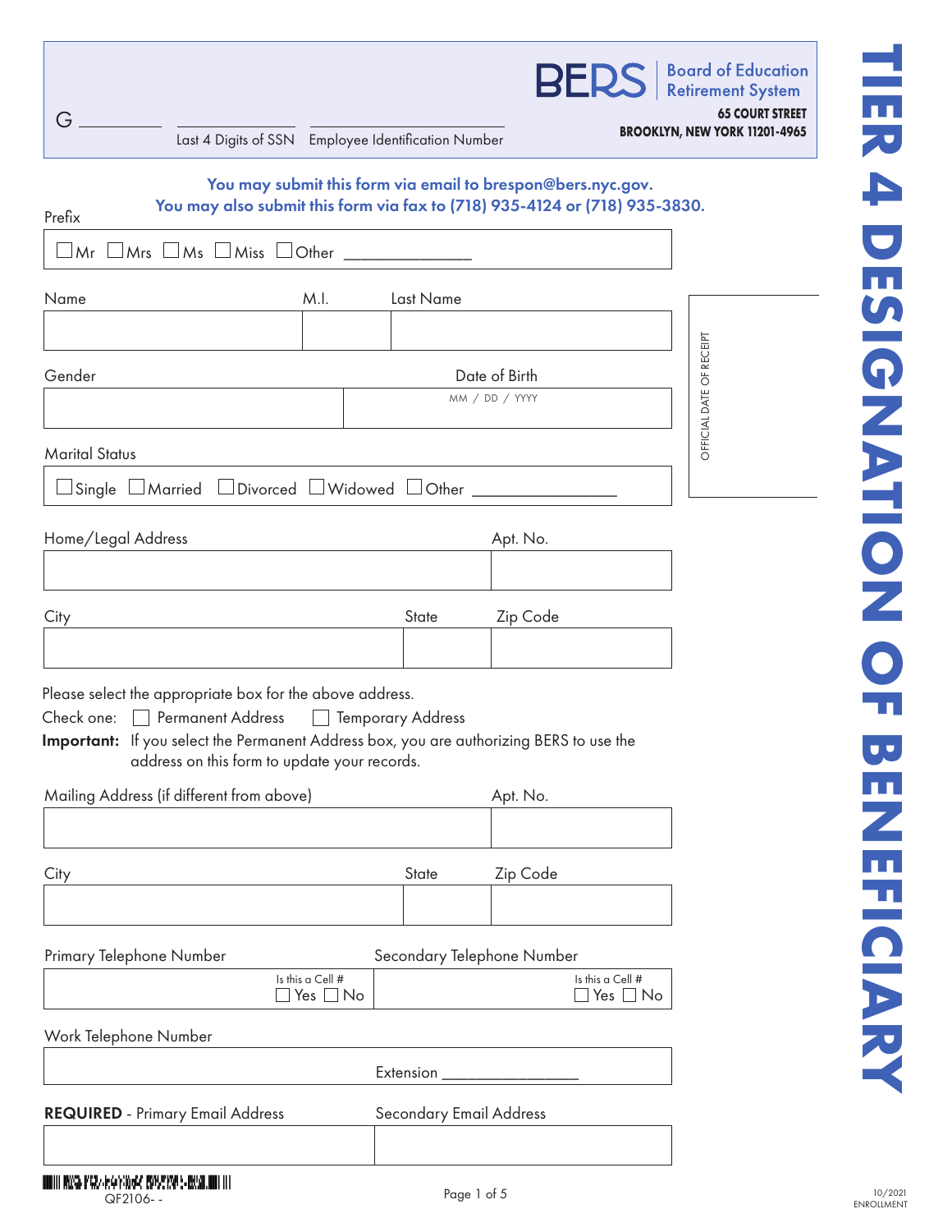# TIER 4 DESIGNATION OF BENEFICIARY

G __________ ____________________ ____________________

Last 4 Digits of SSN    Employee Identification Number

**BERS** Board of Education Retirement System

**65 COURT STREET**
**BROOKLYN, NEW YORK 11201-4965**

**You may submit this form via email to brespon@bers.nyc.gov.**
**You may also submit this form via fax to (718) 935-4124 or (718) 935-3830.**

Prefix

☐ Mr ☐ Mrs ☐ Ms ☐ Miss ☐ Other ______________

| Name | M.I. | Last Name |
|---|---|---|
| | | |

| Gender | Date of Birth MM / DD / YYYY |
|---|---|
| | |

OFFICIAL DATE OF RECEIPT

Marital Status

☐ Single ☐ Married ☐ Divorced ☐ Widowed ☐ Other ________________

| Home/Legal Address | Apt. No. |
|---|---|
| | |

| City | State | Zip Code |
|---|---|---|
| | | |

Please select the appropriate box for the above address.

Check one: ☐ Permanent Address ☐ Temporary Address

**Important:** If you select the Permanent Address box, you are authorizing BERS to use the address on this form to update your records.

| Mailing Address (if different from above) | Apt. No. |
|---|---|
| | |

| City | State | Zip Code |
|---|---|---|
| | | |

| Primary Telephone Number | Secondary Telephone Number |
|---|---|
| Is this a Cell # ☐ Yes ☐ No | Is this a Cell # ☐ Yes ☐ No |

Work Telephone Number

Extension ________________

| **REQUIRED** - Primary Email Address | Secondary Email Address |
|---|---|
| | |

QF2106- -

10/2021
ENROLLMENT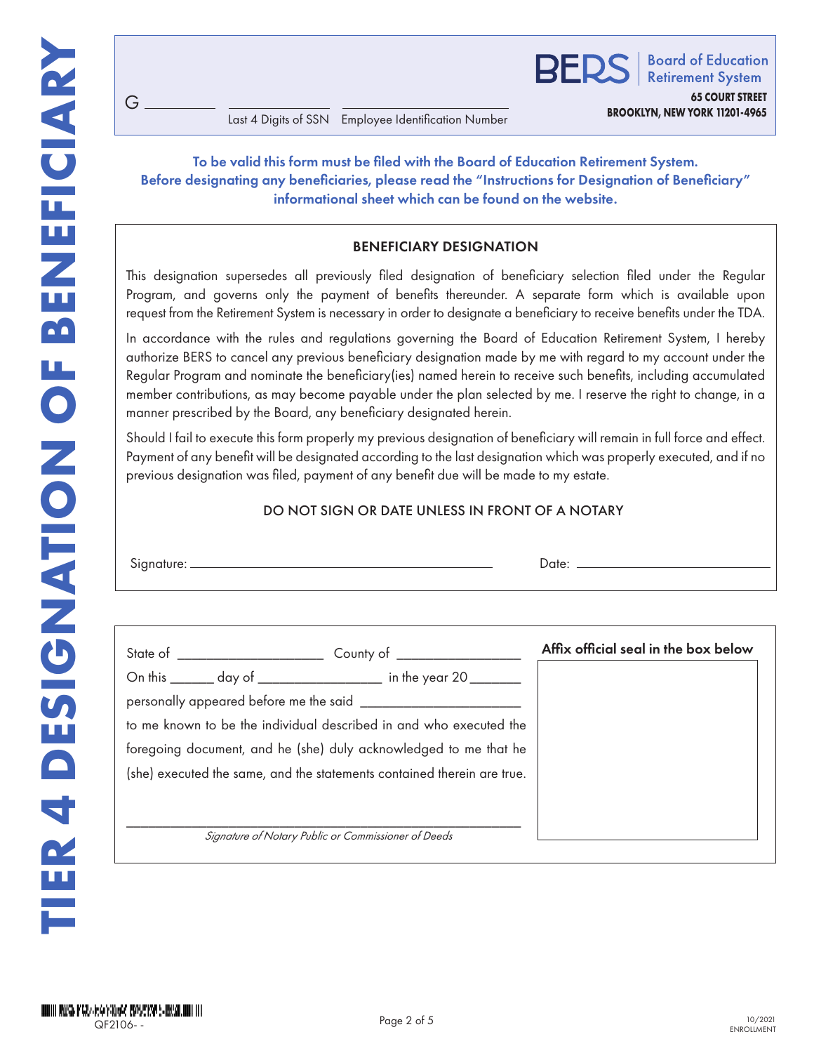# TIER 4 DESIGNATION OF BENEFICIARY

**BERS** Board of Education Retirement System
**65 COURT STREET**
**BROOKLYN, NEW YORK 11201-4965**

G __________ ______________ ______________________
Last 4 Digits of SSN Employee Identification Number

**To be valid this form must be filed with the Board of Education Retirement System. Before designating any beneficiaries, please read the "Instructions for Designation of Beneficiary" informational sheet which can be found on the website.**

## BENEFICIARY DESIGNATION

This designation supersedes all previously filed designation of beneficiary selection filed under the Regular Program, and governs only the payment of benefits thereunder. A separate form which is available upon request from the Retirement System is necessary in order to designate a beneficiary to receive benefits under the TDA.

In accordance with the rules and regulations governing the Board of Education Retirement System, I hereby authorize BERS to cancel any previous beneficiary designation made by me with regard to my account under the Regular Program and nominate the beneficiary(ies) named herein to receive such benefits, including accumulated member contributions, as may become payable under the plan selected by me. I reserve the right to change, in a manner prescribed by the Board, any beneficiary designated herein.

Should I fail to execute this form properly my previous designation of beneficiary will remain in full force and effect. Payment of any benefit will be designated according to the last designation which was properly executed, and if no previous designation was filed, payment of any benefit due will be made to my estate.

DO NOT SIGN OR DATE UNLESS IN FRONT OF A NOTARY

Signature: ________________________________ Date: ____________________

State of ____________________ County of ________________

On this ______ day of ________________ in the year 20_______

personally appeared before me the said ______________________

to me known to be the individual described in and who executed the foregoing document, and he (she) duly acknowledged to me that he (she) executed the same, and the statements contained therein are true.

______________________________________________________
*Signature of Notary Public or Commissioner of Deeds*

**Affix official seal in the box below**

QF2106- -

10/2021
ENROLLMENT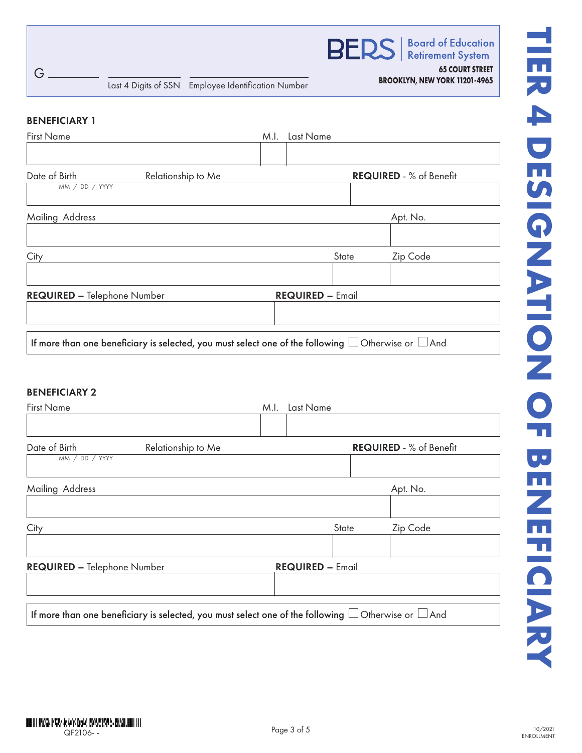# TIER 4 DESIGNATION OF BENEFICIARY

**BERS** | Board of Education Retirement System

**65 COURT STREET**
**BROOKLYN, NEW YORK 11201-4965**

G ________ Last 4 Digits of SSN ________ Employee Identification Number ________

## BENEFICIARY 1

| First Name | M.I. | Last Name |
|---|---|---|
| | | |

| Date of Birth (MM / DD / YYYY) | Relationship to Me | **REQUIRED** - % of Benefit |
|---|---|---|
| | | |

| Mailing Address | Apt. No. |
|---|---|
| | |

| City | State | Zip Code |
|---|---|---|
| | | |

| **REQUIRED –** Telephone Number | **REQUIRED –** Email |
|---|---|
| | |

If more than one beneficiary is selected, you must select one of the following ☐ Otherwise or ☐ And

## BENEFICIARY 2

| First Name | M.I. | Last Name |
|---|---|---|
| | | |

| Date of Birth (MM / DD / YYYY) | Relationship to Me | **REQUIRED** - % of Benefit |
|---|---|---|
| | | |

| Mailing Address | Apt. No. |
|---|---|
| | |

| City | State | Zip Code |
|---|---|---|
| | | |

| **REQUIRED –** Telephone Number | **REQUIRED –** Email |
|---|---|
| | |

If more than one beneficiary is selected, you must select one of the following ☐ Otherwise or ☐ And

QF2106- -

10/2021
ENROLLMENT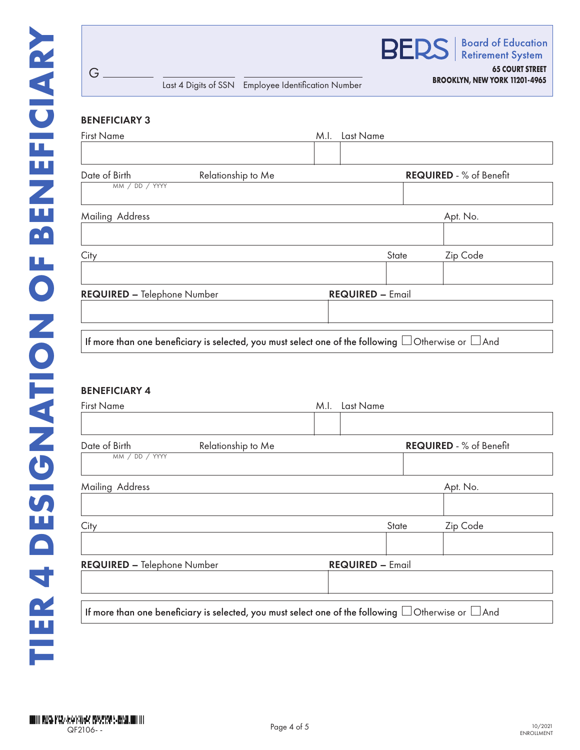# TIER 4 DESIGNATION OF BENEFICIARY

BERS Board of Education Retirement System
**65 COURT STREET**
**BROOKLYN, NEW YORK 11201-4965**

G ________ ________ ________

Last 4 Digits of SSN | Employee Identification Number

## BENEFICIARY 3

| First Name | M.I. | Last Name |
|---|---|---|
| | | |

| Date of Birth MM / DD / YYYY | Relationship to Me | **REQUIRED** - % of Benefit |
|---|---|---|
| | | |

| Mailing Address | Apt. No. |
|---|---|
| | |

| City | State | Zip Code |
|---|---|---|
| | | |

| **REQUIRED** – Telephone Number | **REQUIRED** – Email |
|---|---|
| | |

If more than one beneficiary is selected, you must select one of the following ☐ Otherwise or ☐ And

## BENEFICIARY 4

| First Name | M.I. | Last Name |
|---|---|---|
| | | |

| Date of Birth MM / DD / YYYY | Relationship to Me | **REQUIRED** - % of Benefit |
|---|---|---|
| | | |

| Mailing Address | Apt. No. |
|---|---|
| | |

| City | State | Zip Code |
|---|---|---|
| | | |

| **REQUIRED** – Telephone Number | **REQUIRED** – Email |
|---|---|
| | |

If more than one beneficiary is selected, you must select one of the following ☐ Otherwise or ☐ And

QF2106- -

10/2021
ENROLLMENT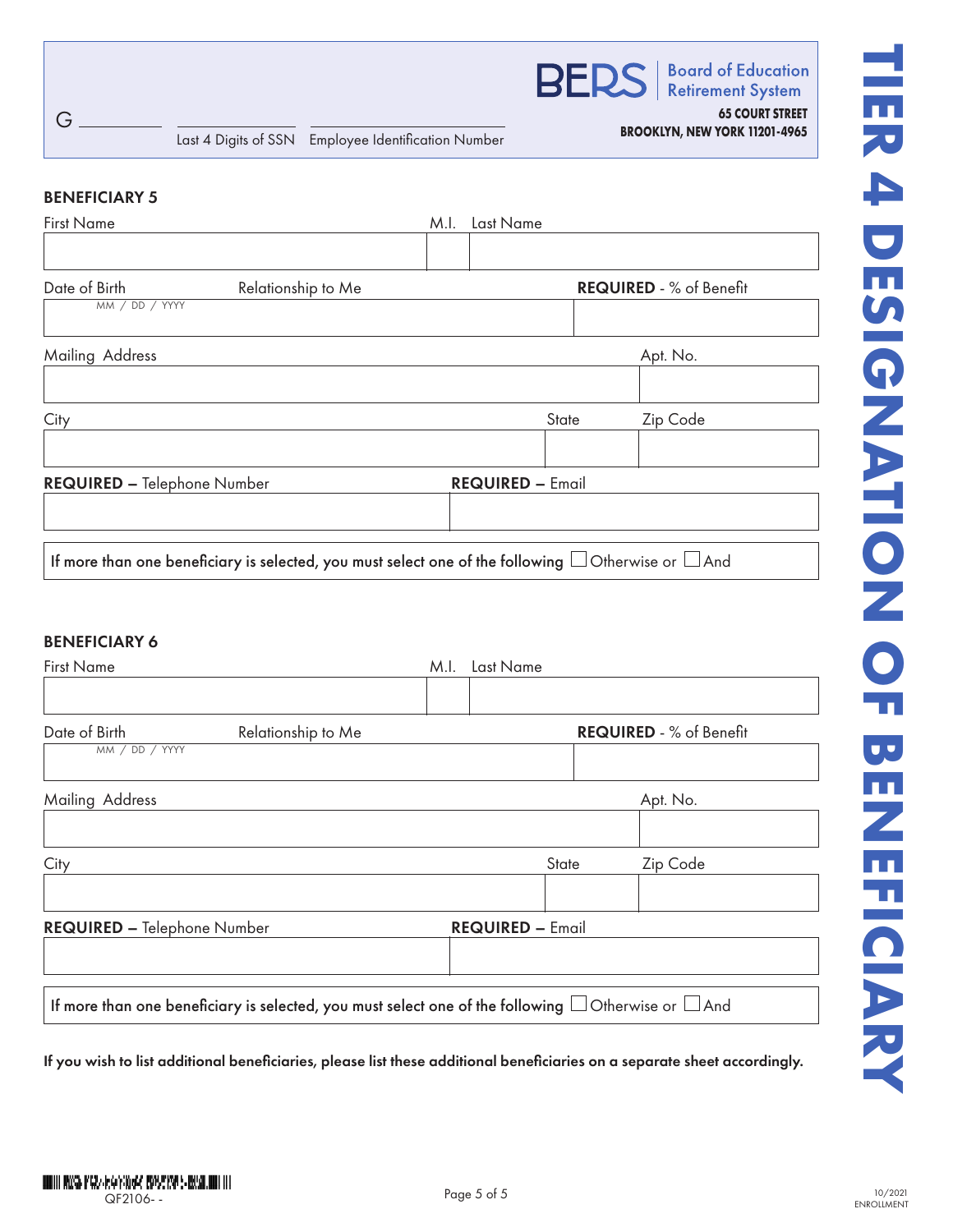G ________ Last 4 Digits of SSN ________ Employee Identification Number

**BERS** Board of Education Retirement System
**65 COURT STREET**
**BROOKLYN, NEW YORK 11201-4965**

**TIER 4 DESIGNATION OF BENEFICIARY**

### BENEFICIARY 5

| First Name | M.I. | Last Name |
|---|---|---|
| | | |

| Date of Birth (MM / DD / YYYY) | Relationship to Me | **REQUIRED** - % of Benefit |
|---|---|---|
| | | |

| Mailing Address | Apt. No. |
|---|---|
| | |

| City | State | Zip Code |
|---|---|---|
| | | |

| **REQUIRED –** Telephone Number | **REQUIRED –** Email |
|---|---|
| | |

**If more than one beneficiary is selected, you must select one of the following** ☐ Otherwise or ☐ And

### BENEFICIARY 6

| First Name | M.I. | Last Name |
|---|---|---|
| | | |

| Date of Birth (MM / DD / YYYY) | Relationship to Me | **REQUIRED** - % of Benefit |
|---|---|---|
| | | |

| Mailing Address | Apt. No. |
|---|---|
| | |

| City | State | Zip Code |
|---|---|---|
| | | |

| **REQUIRED –** Telephone Number | **REQUIRED –** Email |
|---|---|
| | |

**If more than one beneficiary is selected, you must select one of the following** ☐ Otherwise or ☐ And

**If you wish to list additional beneficiaries, please list these additional beneficiaries on a separate sheet accordingly.**

QF2106- -

10/2021
ENROLLMENT